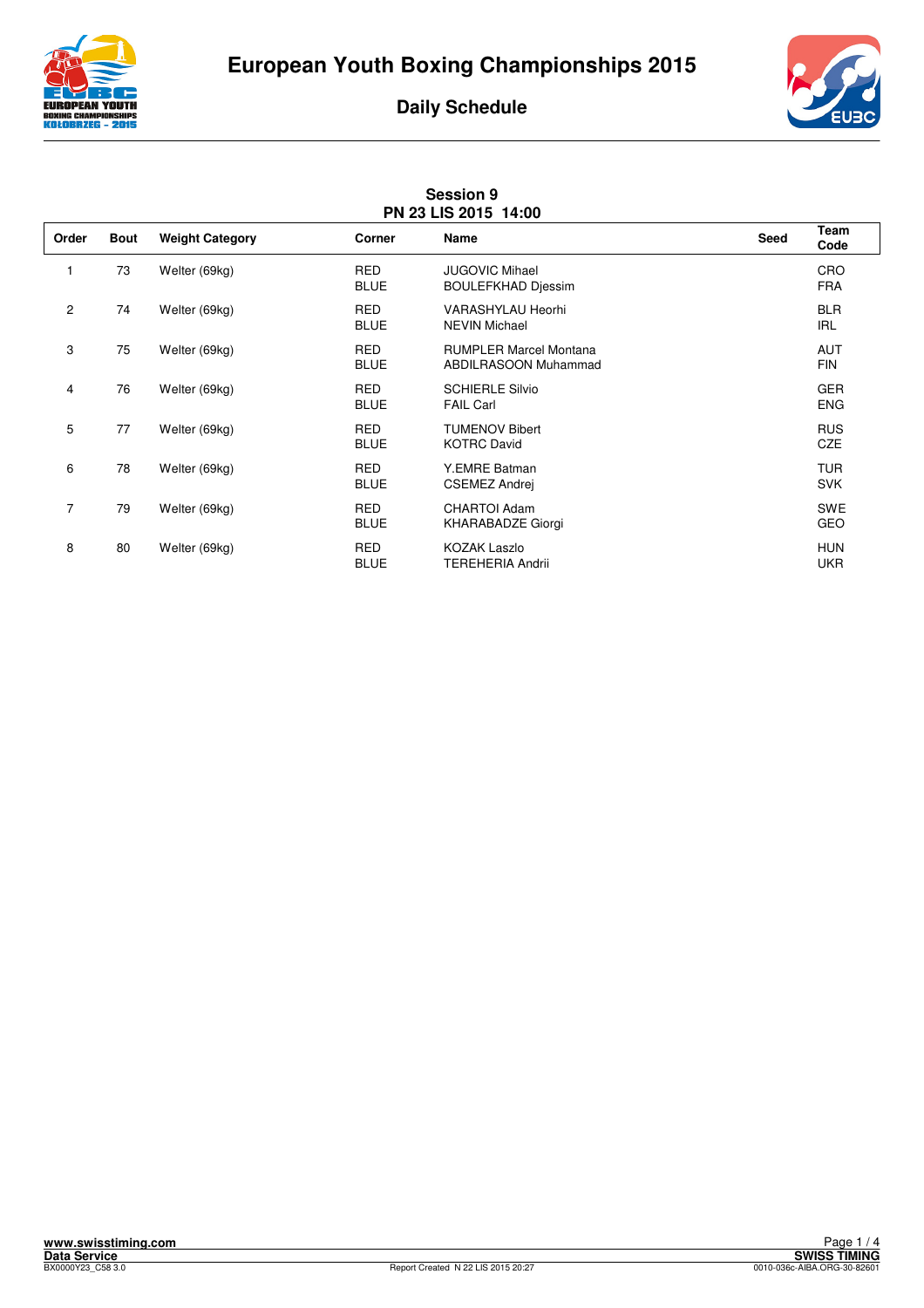# European Youth Boxing Championships 2015

## Daily Schedule

**Session 9**
**PN 23 LIS 2015 14:00**

| Order | Bout | Weight Category | Corner | Name | Seed | Team Code |
|---|---|---|---|---|---|---|
| 1 | 73 | Welter (69kg) | RED<br>BLUE | JUGOVIC Mihael<br>BOULEFKHAD Djessim | | CRO<br>FRA |
| 2 | 74 | Welter (69kg) | RED<br>BLUE | VARASHYLAU Heorhi<br>NEVIN Michael | | BLR<br>IRL |
| 3 | 75 | Welter (69kg) | RED<br>BLUE | RUMPLER Marcel Montana<br>ABDILRASOON Muhammad | | AUT<br>FIN |
| 4 | 76 | Welter (69kg) | RED<br>BLUE | SCHIERLE Silvio<br>FAIL Carl | | GER<br>ENG |
| 5 | 77 | Welter (69kg) | RED<br>BLUE | TUMENOV Bibert<br>KOTRC David | | RUS<br>CZE |
| 6 | 78 | Welter (69kg) | RED<br>BLUE | Y.EMRE Batman<br>CSEMEZ Andrej | | TUR<br>SVK |
| 7 | 79 | Welter (69kg) | RED<br>BLUE | CHARTOI Adam<br>KHARABADZE Giorgi | | SWE<br>GEO |
| 8 | 80 | Welter (69kg) | RED<br>BLUE | KOZAK Laszlo<br>TEREHERIA Andrii | | HUN<br>UKR |

www.swisstiming.com
Data Service
BX0000Y23_C58 3.0

Report Created N 22 LIS 2015 20:27

SWISS TIMING
0010-036c-AIBA.ORG-30-82601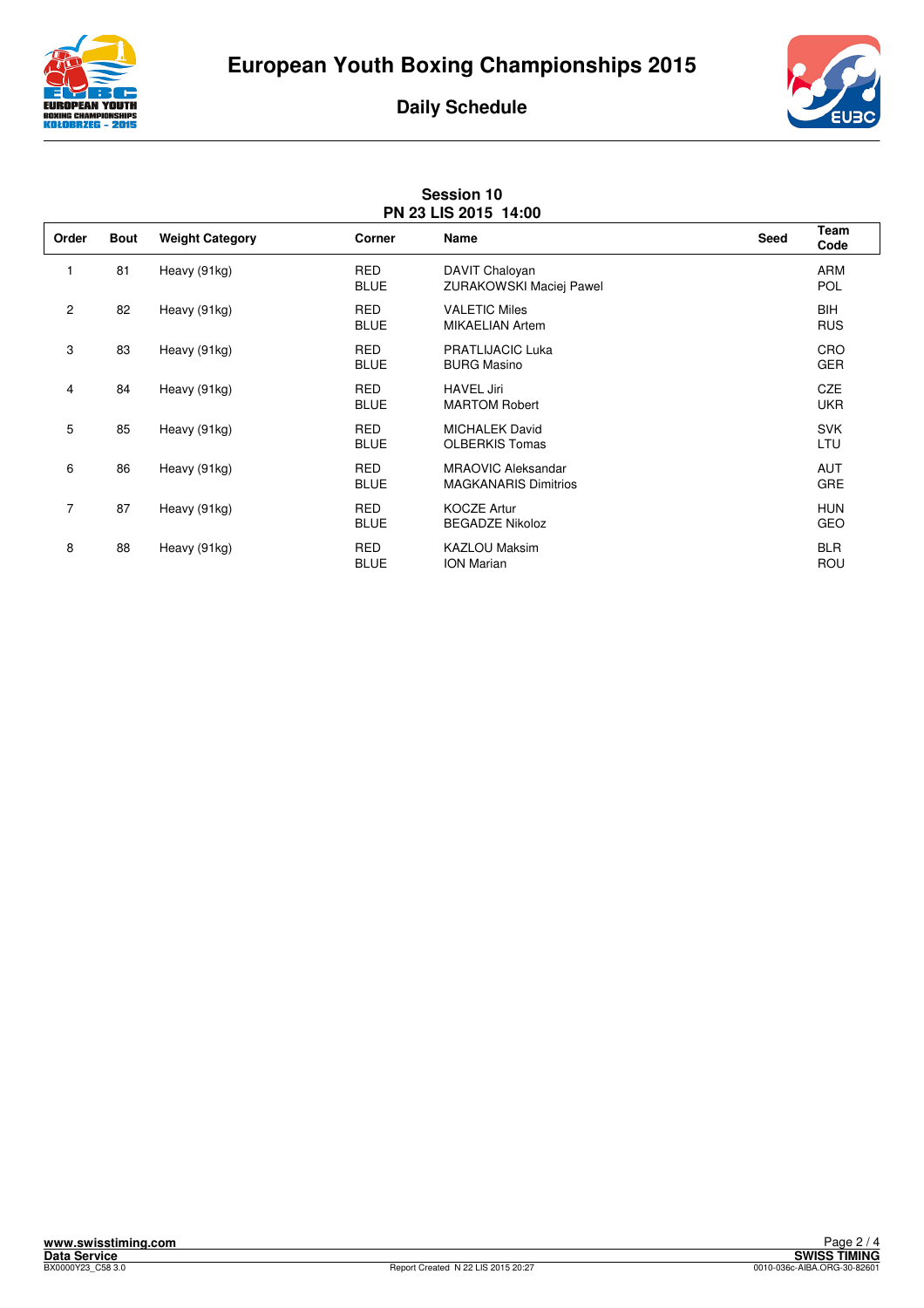# European Youth Boxing Championships 2015

## Daily Schedule

### Session 10
### PN 23 LIS 2015 14:00

| Order | Bout | Weight Category | Corner | Name | Seed | Team Code |
|---|---|---|---|---|---|---|
| 1 | 81 | Heavy (91kg) | RED | DAVIT Chaloyan | | ARM |
| | | | BLUE | ZURAKOWSKI Maciej Pawel | | POL |
| 2 | 82 | Heavy (91kg) | RED | VALETIC Miles | | BIH |
| | | | BLUE | MIKAELIAN Artem | | RUS |
| 3 | 83 | Heavy (91kg) | RED | PRATLIJACIC Luka | | CRO |
| | | | BLUE | BURG Masino | | GER |
| 4 | 84 | Heavy (91kg) | RED | HAVEL Jiri | | CZE |
| | | | BLUE | MARTOM Robert | | UKR |
| 5 | 85 | Heavy (91kg) | RED | MICHALEK David | | SVK |
| | | | BLUE | OLBERKIS Tomas | | LTU |
| 6 | 86 | Heavy (91kg) | RED | MRAOVIC Aleksandar | | AUT |
| | | | BLUE | MAGKANARIS Dimitrios | | GRE |
| 7 | 87 | Heavy (91kg) | RED | KOCZE Artur | | HUN |
| | | | BLUE | BEGADZE Nikoloz | | GEO |
| 8 | 88 | Heavy (91kg) | RED | KAZLOU Maksim | | BLR |
| | | | BLUE | ION Marian | | ROU |

www.swisstiming.com
Data Service
BX0000Y23_C58 3.0

Report Created N 22 LIS 2015 20:27

SWISS TIMING
0010-036c-AIBA.ORG-30-82601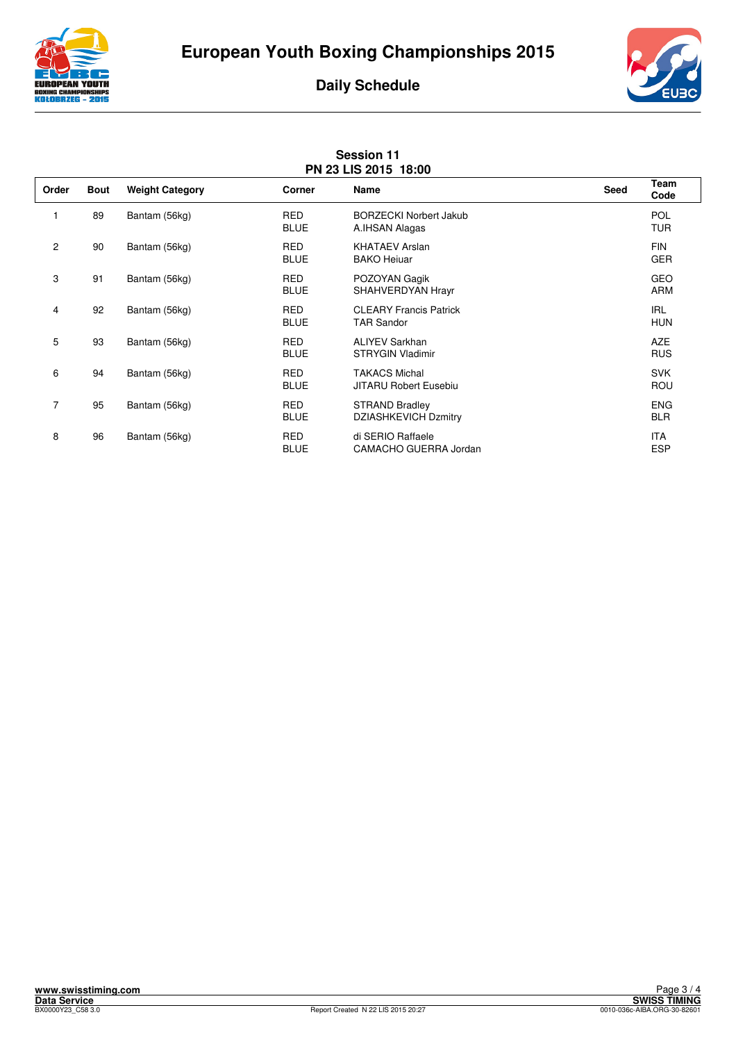# European Youth Boxing Championships 2015

## Daily Schedule

### Session 11
### PN 23 LIS 2015 18:00

| Order | Bout | Weight Category | Corner | Name | Seed | Team Code |
|---|---|---|---|---|---|---|
| 1 | 89 | Bantam (56kg) | RED<br>BLUE | BORZECKI Norbert Jakub<br>A.IHSAN Alagas | | POL<br>TUR |
| 2 | 90 | Bantam (56kg) | RED<br>BLUE | KHATAEV Arslan<br>BAKO Heiuar | | FIN<br>GER |
| 3 | 91 | Bantam (56kg) | RED<br>BLUE | POZOYAN Gagik<br>SHAHVERDYAN Hrayr | | GEO<br>ARM |
| 4 | 92 | Bantam (56kg) | RED<br>BLUE | CLEARY Francis Patrick<br>TAR Sandor | | IRL<br>HUN |
| 5 | 93 | Bantam (56kg) | RED<br>BLUE | ALIYEV Sarkhan<br>STRYGIN Vladimir | | AZE<br>RUS |
| 6 | 94 | Bantam (56kg) | RED<br>BLUE | TAKACS Michal<br>JITARU Robert Eusebiu | | SVK<br>ROU |
| 7 | 95 | Bantam (56kg) | RED<br>BLUE | STRAND Bradley<br>DZIASHKEVICH Dzmitry | | ENG<br>BLR |
| 8 | 96 | Bantam (56kg) | RED<br>BLUE | di SERIO Raffaele<br>CAMACHO GUERRA Jordan | | ITA<br>ESP |

www.swisstiming.com
Data Service
BX0000Y23_C58 3.0
Report Created N 22 LIS 2015 20:27
SWISS TIMING
0010-036c-AIBA.ORG-30-82601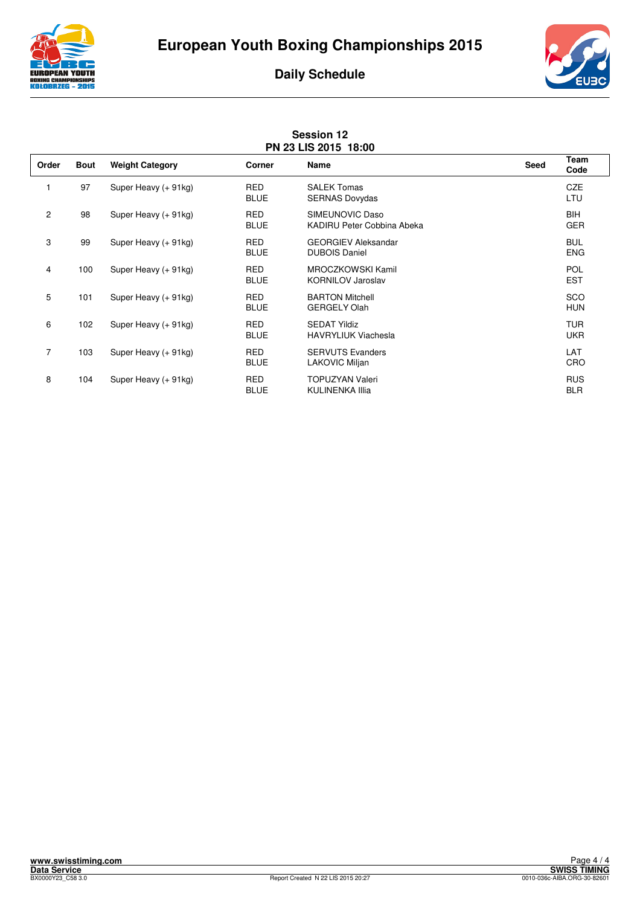# European Youth Boxing Championships 2015

## Daily Schedule

### Session 12
### PN 23 LIS 2015 18:00

| Order | Bout | Weight Category | Corner | Name | Seed | Team Code |
|---|---|---|---|---|---|---|
| 1 | 97 | Super Heavy (+ 91kg) | RED<br>BLUE | SALEK Tomas<br>SERNAS Dovydas | | CZE<br>LTU |
| 2 | 98 | Super Heavy (+ 91kg) | RED<br>BLUE | SIMEUNOVIC Daso<br>KADIRU Peter Cobbina Abeka | | BIH<br>GER |
| 3 | 99 | Super Heavy (+ 91kg) | RED<br>BLUE | GEORGIEV Aleksandar<br>DUBOIS Daniel | | BUL<br>ENG |
| 4 | 100 | Super Heavy (+ 91kg) | RED<br>BLUE | MROCZKOWSKI Kamil<br>KORNILOV Jaroslav | | POL<br>EST |
| 5 | 101 | Super Heavy (+ 91kg) | RED<br>BLUE | BARTON Mitchell<br>GERGELY Olah | | SCO<br>HUN |
| 6 | 102 | Super Heavy (+ 91kg) | RED<br>BLUE | SEDAT Yildiz<br>HAVRYLIUK Viachesla | | TUR<br>UKR |
| 7 | 103 | Super Heavy (+ 91kg) | RED<br>BLUE | SERVUTS Evanders<br>LAKOVIC Miljan | | LAT<br>CRO |
| 8 | 104 | Super Heavy (+ 91kg) | RED<br>BLUE | TOPUZYAN Valeri<br>KULINENKA Illia | | RUS<br>BLR |

www.swisstiming.com
Data Service
BX0000Y23_C58 3.0

Report Created N 22 LIS 2015 20:27

SWISS TIMING
0010-036c-AIBA.ORG-30-82601